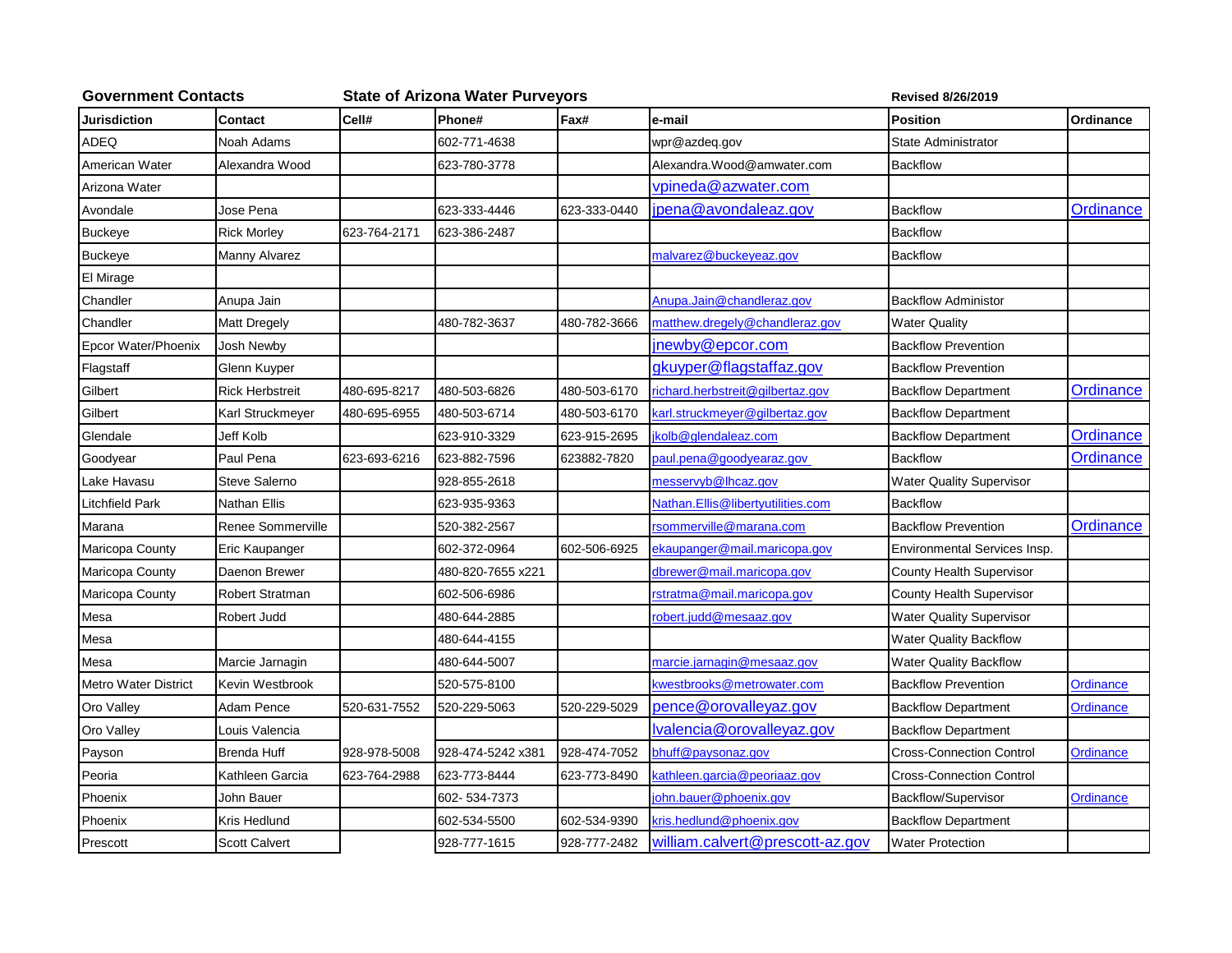**Government Contacts** **State of Arizona Water Purveyors** **Revised 8/26/2019**

| Jurisdiction | Contact | Cell# | Phone# | Fax# | e-mail | Position | Ordinance |
|---|---|---|---|---|---|---|---|
| ADEQ | Noah Adams | | 602-771-4638 | | wpr@azdeq.gov | State Administrator | |
| American Water | Alexandra Wood | | 623-780-3778 | | Alexandra.Wood@amwater.com | Backflow | |
| Arizona Water | | | | | vpineda@azwater.com | | |
| Avondale | Jose Pena | | 623-333-4446 | 623-333-0440 | jpena@avondaleaz.gov | Backflow | Ordinance |
| Buckeye | Rick Morley | 623-764-2171 | 623-386-2487 | | | Backflow | |
| Buckeye | Manny Alvarez | | | | malvarez@buckeyeaz.gov | Backflow | |
| El Mirage | | | | | | | |
| Chandler | Anupa Jain | | | | Anupa.Jain@chandleraz.gov | Backflow Administor | |
| Chandler | Matt Dregely | | 480-782-3637 | 480-782-3666 | matthew.dregely@chandleraz.gov | Water Quality | |
| Epcor Water/Phoenix | Josh Newby | | | | jnewby@epcor.com | Backflow Prevention | |
| Flagstaff | Glenn Kuyper | | | | gkuyper@flagstaffaz.gov | Backflow Prevention | |
| Gilbert | Rick Herbstreit | 480-695-8217 | 480-503-6826 | 480-503-6170 | richard.herbstreit@gilbertaz.gov | Backflow Department | Ordinance |
| Gilbert | Karl Struckmeyer | 480-695-6955 | 480-503-6714 | 480-503-6170 | karl.struckmeyer@gilbertaz.gov | Backflow Department | |
| Glendale | Jeff Kolb | | 623-910-3329 | 623-915-2695 | jkolb@glendaleaz.com | Backflow Department | Ordinance |
| Goodyear | Paul Pena | 623-693-6216 | 623-882-7596 | 623882-7820 | paul.pena@goodyearaz.gov | Backflow | Ordinance |
| Lake Havasu | Steve Salerno | | 928-855-2618 | | messervyb@lhcaz.gov | Water Quality Supervisor | |
| Litchfield Park | Nathan Ellis | | 623-935-9363 | | Nathan.Ellis@libertyutilities.com | Backflow | |
| Marana | Renee Sommerville | | 520-382-2567 | | rsommerville@marana.com | Backflow Prevention | Ordinance |
| Maricopa County | Eric Kaupanger | | 602-372-0964 | 602-506-6925 | ekaupanger@mail.maricopa.gov | Environmental Services Insp. | |
| Maricopa County | Daenon Brewer | | 480-820-7655 x221 | | dbrewer@mail.maricopa.gov | County Health Supervisor | |
| Maricopa County | Robert Stratman | | 602-506-6986 | | rstratma@mail.maricopa.gov | County Health Supervisor | |
| Mesa | Robert Judd | | 480-644-2885 | | robert.judd@mesaaz.gov | Water Quality Supervisor | |
| Mesa | | | 480-644-4155 | | | Water Quality Backflow | |
| Mesa | Marcie Jarnagin | | 480-644-5007 | | marcie.jarnagin@mesaaz.gov | Water Quality Backflow | |
| Metro Water District | Kevin Westbrook | | 520-575-8100 | | kwestbrooks@metrowater.com | Backflow Prevention | Ordinance |
| Oro Valley | Adam Pence | 520-631-7552 | 520-229-5063 | 520-229-5029 | pence@orovalleyaz.gov | Backflow Department | Ordinance |
| Oro Valley | Louis Valencia | | | | lvalencia@orovalleyaz.gov | Backflow Department | |
| Payson | Brenda Huff | 928-978-5008 | 928-474-5242 x381 | 928-474-7052 | bhuff@paysonaz.gov | Cross-Connection Control | Ordinance |
| Peoria | Kathleen Garcia | 623-764-2988 | 623-773-8444 | 623-773-8490 | kathleen.garcia@peoriaaz.gov | Cross-Connection Control | |
| Phoenix | John Bauer | | 602- 534-7373 | | john.bauer@phoenix.gov | Backflow/Supervisor | Ordinance |
| Phoenix | Kris Hedlund | | 602-534-5500 | 602-534-9390 | kris.hedlund@phoenix.gov | Backflow Department | |
| Prescott | Scott Calvert | | 928-777-1615 | 928-777-2482 | william.calvert@prescott-az.gov | Water Protection | |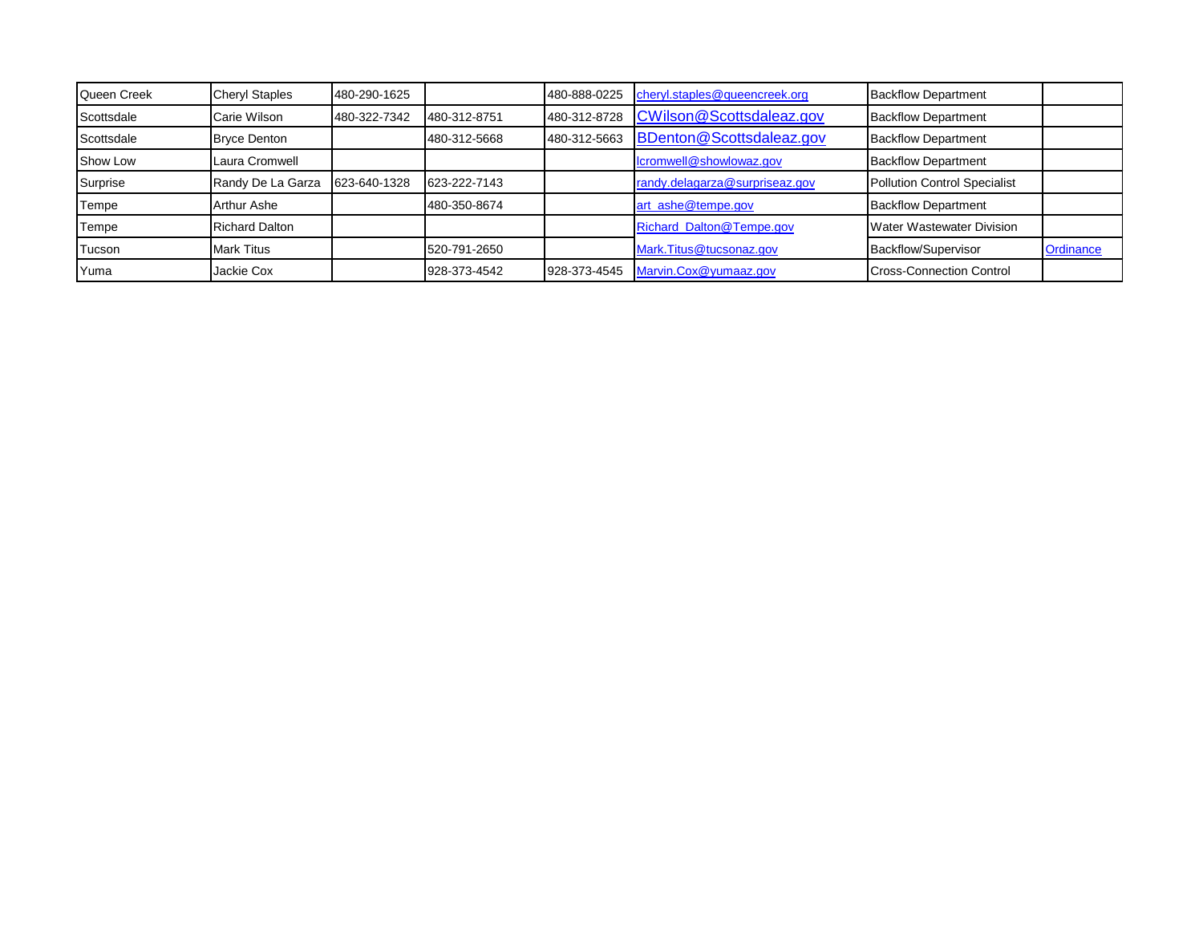| | | | | | | | |
|---|---|---|---|---|---|---|---|
| Queen Creek | Cheryl Staples | 480-290-1625 | | 480-888-0225 | cheryl.staples@queencreek.org | Backflow Department | |
| Scottsdale | Carie Wilson | 480-322-7342 | 480-312-8751 | 480-312-8728 | CWilson@Scottsdaleaz.gov | Backflow Department | |
| Scottsdale | Bryce Denton | | 480-312-5668 | 480-312-5663 | BDenton@Scottsdaleaz.gov | Backflow Department | |
| Show Low | Laura Cromwell | | | | lcromwell@showlowaz.gov | Backflow Department | |
| Surprise | Randy De La Garza | 623-640-1328 | 623-222-7143 | | randy.delagarza@surpriseaz.gov | Pollution Control Specialist | |
| Tempe | Arthur Ashe | | 480-350-8674 | | art_ashe@tempe.gov | Backflow Department | |
| Tempe | Richard Dalton | | | | Richard_Dalton@Tempe.gov | Water Wastewater Division | |
| Tucson | Mark Titus | | 520-791-2650 | | Mark.Titus@tucsonaz.gov | Backflow/Supervisor | Ordinance |
| Yuma | Jackie Cox | | 928-373-4542 | 928-373-4545 | Marvin.Cox@yumaaz.gov | Cross-Connection Control | |